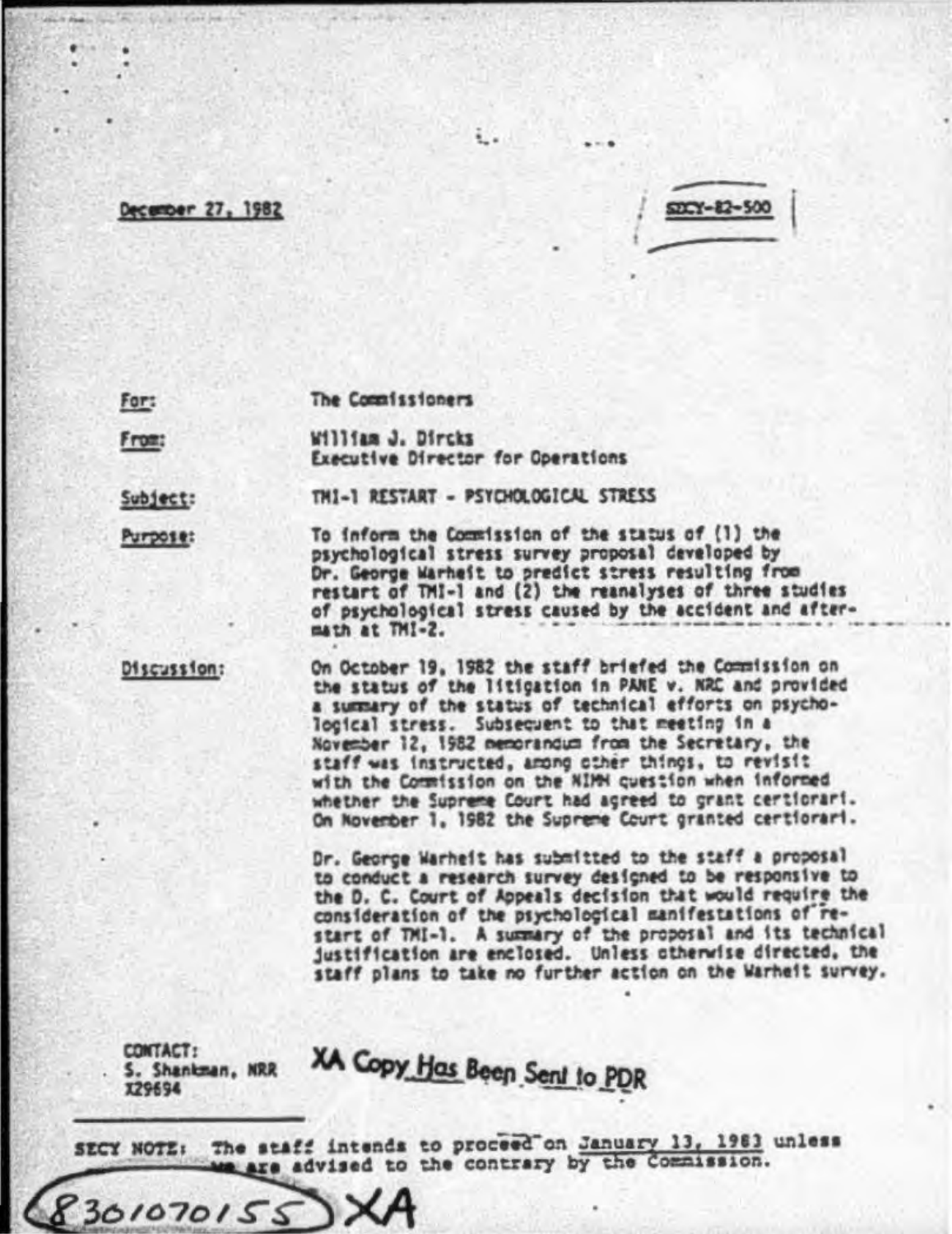December 27, 1982

SECY-82-500

For: The Commissioners

From: William J. Dircks
Executive Director for Operations

Subject: TMI-1 RESTART - PSYCHOLOGICAL STRESS

Purpose: To inform the Commission of the status of (1) the psychological stress survey proposal developed by Dr. George Warheit to predict stress resulting from restart of TMI-1 and (2) the reanalyses of three studies of psychological stress caused by the accident and aftermath at TMI-2.

Discussion: On October 19, 1982 the staff briefed the Commission on the status of the litigation in PANE v. NRC and provided a summary of the status of technical efforts on psychological stress. Subsequent to that meeting in a November 12, 1982 memorandum from the Secretary, the staff was instructed, among other things, to revisit with the Commission on the NIMH question when informed whether the Supreme Court had agreed to grant certiorari. On November 1, 1982 the Supreme Court granted certiorari.

Dr. George Warheit has submitted to the staff a proposal to conduct a research survey designed to be responsive to the D. C. Court of Appeals decision that would require the consideration of the psychological manifestations of restart of TMI-1. A summary of the proposal and its technical justification are enclosed. Unless otherwise directed, the staff plans to take no further action on the Warheit survey.

CONTACT:
S. Shankman, NRR
X29694

XA Copy Has Been Sent to PDR

SECY NOTE: The staff intends to proceed on January 13, 1983 unless we are advised to the contrary by the Commission.

8301070155 XA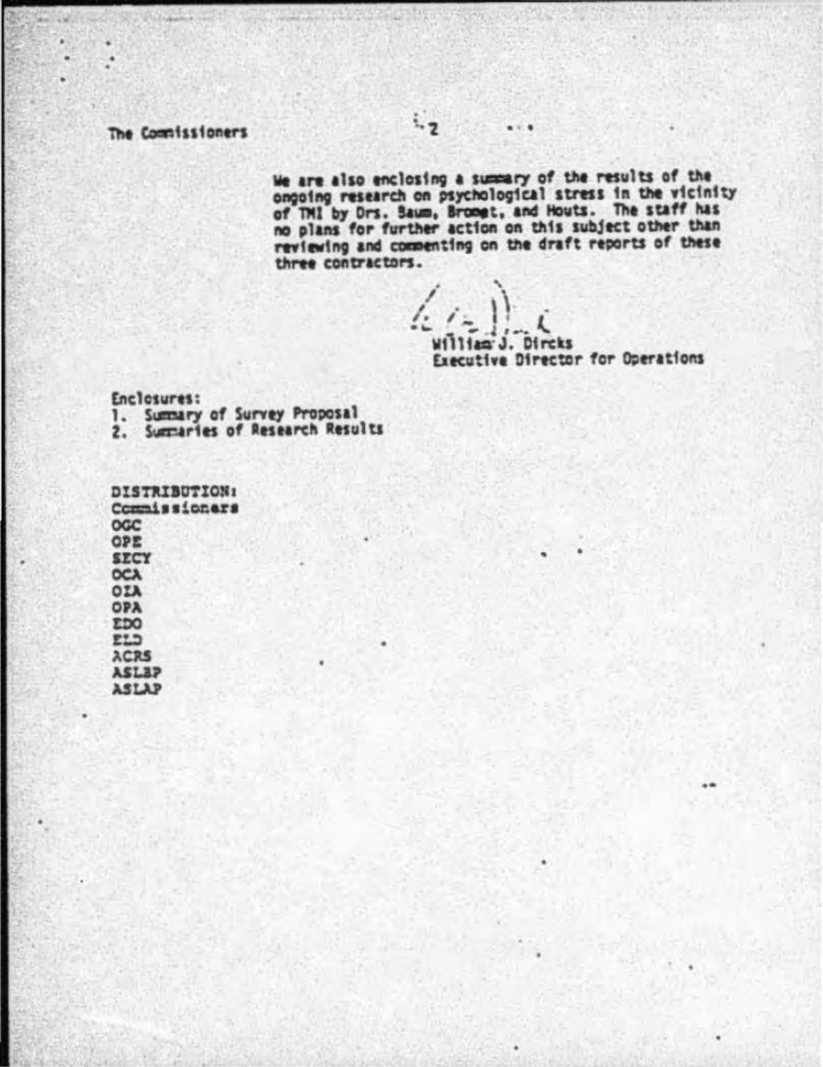We are also enclosing a summary of the results of the ongoing research on psychological stress in the vicinity of TMI by Drs. Baum, Bromet, and Houts. The staff has no plans for further action on this subject other than reviewing and commenting on the draft reports of these three contractors.

William J. Dircks
Executive Director for Operations

Enclosures:
1. Summary of Survey Proposal
2. Summaries of Research Results

DISTRIBUTION:
Commissioners
OGC
OPE
SECY
OCA
OIA
OPA
EDO
ELD
ACRS
ASLBP
ASLAP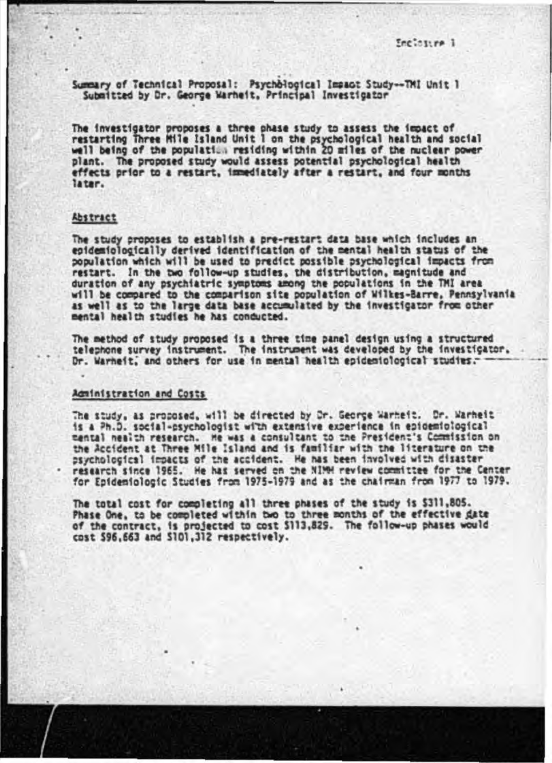Enclosure 1

Summary of Technical Proposal: Psychological Impact Study--TMI Unit 1
Submitted by Dr. George Warheit, Principal Investigator

The investigator proposes a three phase study to assess the impact of restarting Three Mile Island Unit 1 on the psychological health and social well being of the population residing within 20 miles of the nuclear power plant. The proposed study would assess potential psychological health effects prior to a restart, immediately after a restart, and four months later.

## Abstract

The study proposes to establish a pre-restart data base which includes an epidemiologically derived identification of the mental health status of the population which will be used to predict possible psychological impacts from restart. In the two follow-up studies, the distribution, magnitude and duration of any psychiatric symptoms among the populations in the TMI area will be compared to the comparison site population of Wilkes-Barre, Pennsylvania as well as to the large data base accumulated by the investigator from other mental health studies he has conducted.

The method of study proposed is a three time panel design using a structured telephone survey instrument. The instrument was developed by the investigator, Dr. Warheit, and others for use in mental health epidemiological studies.

## Administration and Costs

The study, as proposed, will be directed by Dr. George Warheit. Dr. Warheit is a Ph.D. social-psychologist with extensive experience in epidemiological mental health research. He was a consultant to the President's Commission on the Accident at Three Mile Island and is familiar with the literature on the psychological impacts of the accident. He has been involved with disaster research since 1965. He has served on the NIMH review committee for the Center for Epidemiologic Studies from 1975-1979 and as the chairman from 1977 to 1979.

The total cost for completing all three phases of the study is $311,805. Phase One, to be completed within two to three months of the effective date of the contract, is projected to cost $113,829. The follow-up phases would cost $96,663 and $101,312 respectively.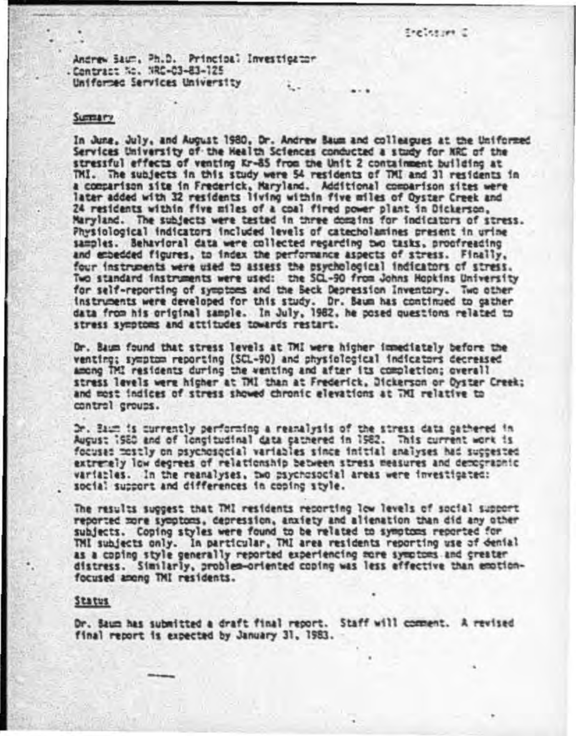Enclosure C

Andrew Baum, Ph.D. Principal Investigator
Contract No. NRC-03-83-125
Uniformed Services University

## Summary

In June, July, and August 1980, Dr. Andrew Baum and colleagues at the Uniformed Services University of the Health Sciences conducted a study for NRC of the stressful effects of venting Kr-85 from the Unit 2 containment building at TMI. The subjects in this study were 54 residents of TMI and 31 residents in a comparison site in Frederick, Maryland. Additional comparison sites were later added with 32 residents living within five miles of Oyster Creek and 24 residents within five miles of a coal fired power plant in Dickerson, Maryland. The subjects were tested in three domains for indicators of stress. Physiological indicators included levels of catecholamines present in urine samples. Behavioral data were collected regarding two tasks, proofreading and embedded figures, to index the performance aspects of stress. Finally, four instruments were used to assess the psychological indicators of stress. Two standard instruments were used: the SCL-90 from Johns Hopkins University for self-reporting of symptoms and the Beck Depression Inventory. Two other instruments were developed for this study. Dr. Baum has continued to gather data from his original sample. In July, 1982, he posed questions related to stress symptoms and attitudes towards restart.

Dr. Baum found that stress levels at TMI were higher immediately before the venting; symptom reporting (SCL-90) and physiological indicators decreased among TMI residents during the venting and after its completion; overall stress levels were higher at TMI than at Frederick, Dickerson or Oyster Creek; and most indices of stress showed chronic elevations at TMI relative to control groups.

Dr. Baum is currently performing a reanalysis of the stress data gathered in August 1980 and of longitudinal data gathered in 1982. This current work is focused mostly on psychosocial variables since initial analyses had suggested extremely low degrees of relationship between stress measures and demographic variables. In the reanalyses, two psychosocial areas were investigated: social support and differences in coping style.

The results suggest that TMI residents reporting low levels of social support reported more symptoms, depression, anxiety and alienation than did any other subjects. Coping styles were found to be related to symptoms reported for TMI subjects only. In particular, TMI area residents reporting use of denial as a coping style generally reported experiencing more symptoms and greater distress. Similarly, problem-oriented coping was less effective than emotion-focused among TMI residents.

## Status

Dr. Baum has submitted a draft final report. Staff will comment. A revised final report is expected by January 31, 1983.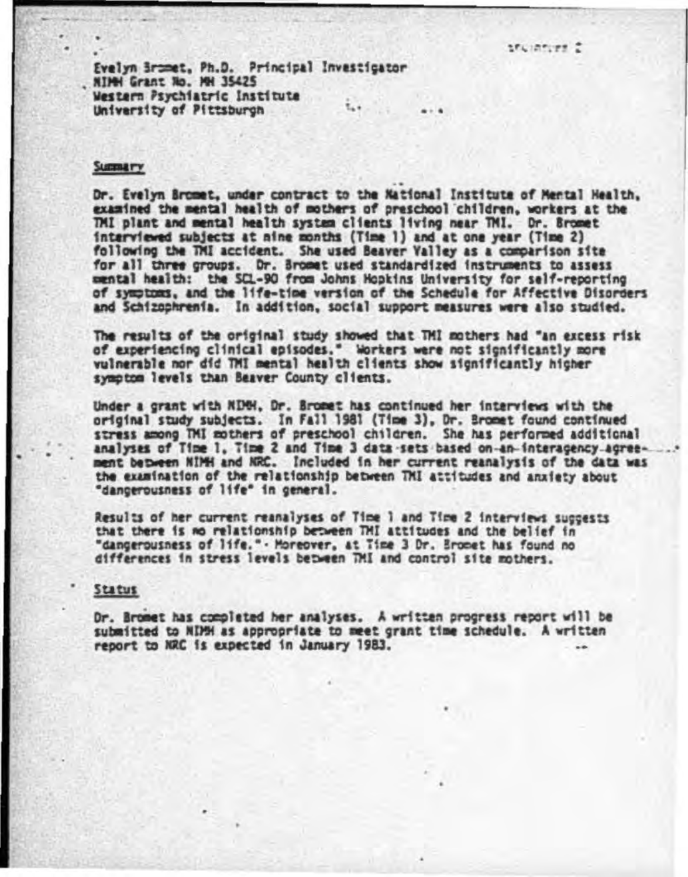Evelyn Bromet, Ph.D. Principal Investigator
NIMH Grant No. MH 35425
Western Psychiatric Institute
University of Pittsburgh

## Summary

Dr. Evelyn Bromet, under contract to the National Institute of Mental Health, examined the mental health of mothers of preschool children, workers at the TMI plant and mental health system clients living near TMI. Dr. Bromet interviewed subjects at nine months (Time 1) and at one year (Time 2) following the TMI accident. She used Beaver Valley as a comparison site for all three groups. Dr. Bromet used standardized instruments to assess mental health: the SCL-90 from Johns Hopkins University for self-reporting of symptoms, and the life-time version of the Schedule for Affective Disorders and Schizophrenia. In addition, social support measures were also studied.

The results of the original study showed that TMI mothers had "an excess risk of experiencing clinical episodes." Workers were not significantly more vulnerable nor did TMI mental health clients show significantly higher symptom levels than Beaver County clients.

Under a grant with NIMH, Dr. Bromet has continued her interviews with the original study subjects. In Fall 1981 (Time 3), Dr. Bromet found continued stress among TMI mothers of preschool children. She has performed additional analyses of Time 1, Time 2 and Time 3 data sets based on an interagency agreement between NIMH and NRC. Included in her current reanalysis of the data was the examination of the relationship between TMI attitudes and anxiety about "dangerousness of life" in general.

Results of her current reanalyses of Time 1 and Time 2 interviews suggests that there is no relationship between TMI attitudes and the belief in "dangerousness of life." Moreover, at Time 3 Dr. Bromet has found no differences in stress levels between TMI and control site mothers.

## Status

Dr. Bromet has completed her analyses. A written progress report will be submitted to NIMH as appropriate to meet grant time schedule. A written report to NRC is expected in January 1983.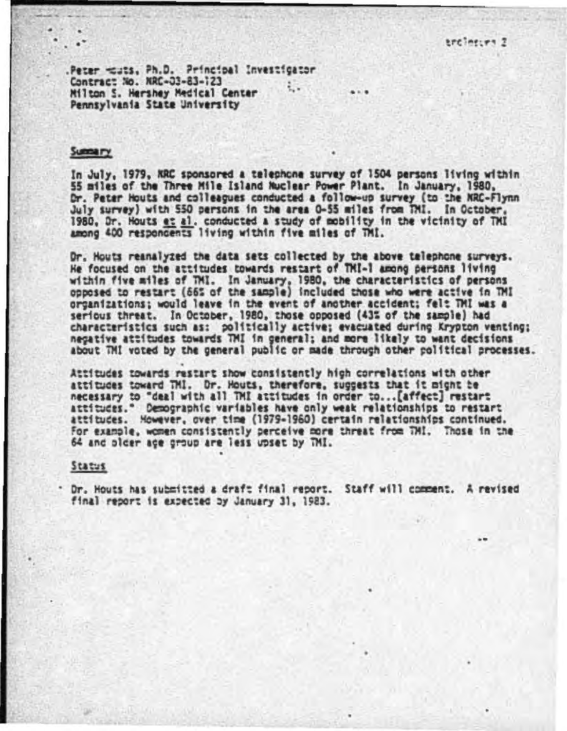Enclosure 2

Peter Houts, Ph.D. Principal Investigator
Contract No. NRC-03-83-123
Milton S. Hershey Medical Center
Pennsylvania State University

## Summary

In July, 1979, NRC sponsored a telephone survey of 1504 persons living within 55 miles of the Three Mile Island Nuclear Power Plant. In January, 1980, Dr. Peter Houts and colleagues conducted a follow-up survey (to the NRC-Flynn July survey) with 550 persons in the area 0-55 miles from TMI. In October, 1980, Dr. Houts et al. conducted a study of mobility in the vicinity of TMI among 400 respondents living within five miles of TMI.

Dr. Houts reanalyzed the data sets collected by the above telephone surveys. He focused on the attitudes towards restart of TMI-1 among persons living within five miles of TMI. In January, 1980, the characteristics of persons opposed to restart (66% of the sample) included those who were active in TMI organizations; would leave in the event of another accident; felt TMI was a serious threat. In October, 1980, those opposed (43% of the sample) had characteristics such as: politically active; evacuated during Krypton venting; negative attitudes towards TMI in general; and more likely to want decisions about TMI voted by the general public or made through other political processes.

Attitudes towards restart show consistently high correlations with other attitudes toward TMI. Dr. Houts, therefore, suggests that it might be necessary to "deal with all TMI attitudes in order to...[affect] restart attitudes." Demographic variables have only weak relationships to restart attitudes. However, over time (1979-1980) certain relationships continued. For example, women consistently perceive more threat from TMI. Those in the 64 and older age group are less upset by TMI.

## Status

Dr. Houts has submitted a draft final report. Staff will comment. A revised final report is expected by January 31, 1983.